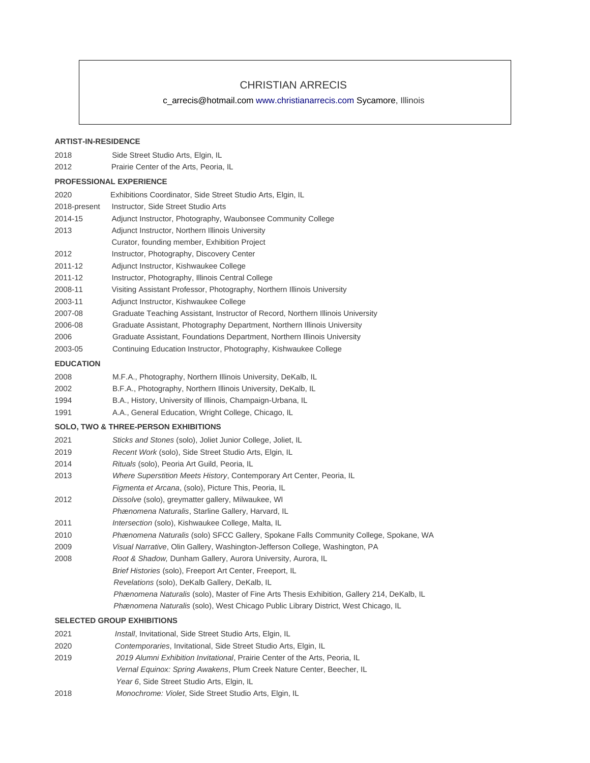# CHRISTIAN ARRECIS

c_arrecis@hotmail.com www.christianarrecis.com Sycamore, Illinois

## ARTIST-IN-RESIDENCE

2018 Side Street Studio Arts, Elgin, IL
2012 Prairie Center of the Arts, Peoria, IL

## PROFESSIONAL EXPERIENCE

2020 Exhibitions Coordinator, Side Street Studio Arts, Elgin, IL
2018-present Instructor, Side Street Studio Arts
2014-15 Adjunct Instructor, Photography, Waubonsee Community College
2013 Adjunct Instructor, Northern Illinois University
Curator, founding member, Exhibition Project
2012 Instructor, Photography, Discovery Center
2011-12 Adjunct Instructor, Kishwaukee College
2011-12 Instructor, Photography, Illinois Central College
2008-11 Visiting Assistant Professor, Photography, Northern Illinois University
2003-11 Adjunct Instructor, Kishwaukee College
2007-08 Graduate Teaching Assistant, Instructor of Record, Northern Illinois University
2006-08 Graduate Assistant, Photography Department, Northern Illinois University
2006 Graduate Assistant, Foundations Department, Northern Illinois University
2003-05 Continuing Education Instructor, Photography, Kishwaukee College

## EDUCATION

2008 M.F.A., Photography, Northern Illinois University, DeKalb, IL
2002 B.F.A., Photography, Northern Illinois University, DeKalb, IL
1994 B.A., History, University of Illinois, Champaign-Urbana, IL
1991 A.A., General Education, Wright College, Chicago, IL

## SOLO, TWO & THREE-PERSON EXHIBITIONS

2021 *Sticks and Stones* (solo), Joliet Junior College, Joliet, IL
2019 *Recent Work* (solo), Side Street Studio Arts, Elgin, IL
2014 *Rituals* (solo), Peoria Art Guild, Peoria, IL
2013 *Where Superstition Meets History*, Contemporary Art Center, Peoria, IL
*Figmenta et Arcana*, (solo), Picture This, Peoria, IL
2012 *Dissolve* (solo), greymatter gallery, Milwaukee, WI
*Phænomena Naturalis*, Starline Gallery, Harvard, IL
2011 *Intersection* (solo), Kishwaukee College, Malta, IL
2010 *Phænomena Naturalis* (solo) SFCC Gallery, Spokane Falls Community College, Spokane, WA
2009 *Visual Narrative*, Olin Gallery, Washington-Jefferson College, Washington, PA
2008 *Root & Shadow,* Dunham Gallery, Aurora University, Aurora, IL
*Brief Histories* (solo), Freeport Art Center, Freeport, IL
*Revelations* (solo), DeKalb Gallery, DeKalb, IL
*Phænomena Naturalis* (solo), Master of Fine Arts Thesis Exhibition, Gallery 214, DeKalb, IL
*Phænomena Naturalis* (solo), West Chicago Public Library District, West Chicago, IL

## SELECTED GROUP EXHIBITIONS

2021 *Install*, Invitational, Side Street Studio Arts, Elgin, IL
2020 *Contemporaries*, Invitational, Side Street Studio Arts, Elgin, IL
2019 *2019 Alumni Exhibition Invitational*, Prairie Center of the Arts, Peoria, IL
*Vernal Equinox: Spring Awakens*, Plum Creek Nature Center, Beecher, IL
*Year 6*, Side Street Studio Arts, Elgin, IL
2018 *Monochrome: Violet*, Side Street Studio Arts, Elgin, IL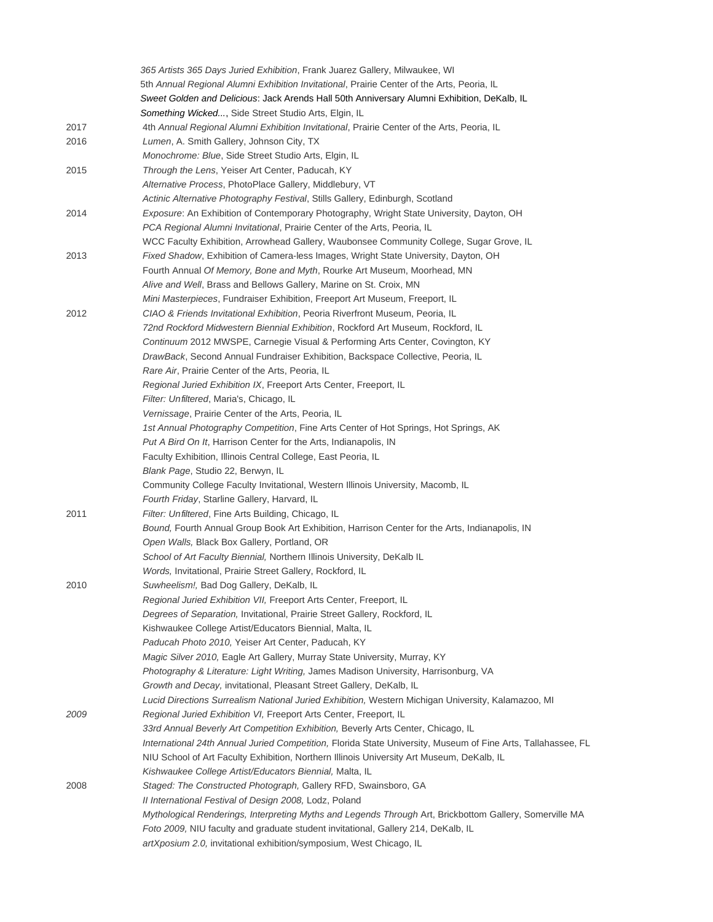*365 Artists 365 Days Juried Exhibition*, Frank Juarez Gallery, Milwaukee, WI
5th *Annual Regional Alumni Exhibition Invitational*, Prairie Center of the Arts, Peoria, IL
*Sweet Golden and Delicious*: Jack Arends Hall 50th Anniversary Alumni Exhibition, DeKalb, IL
*Something Wicked...*, Side Street Studio Arts, Elgin, IL

2017 4th *Annual Regional Alumni Exhibition Invitational*, Prairie Center of the Arts, Peoria, IL

2016 *Lumen*, A. Smith Gallery, Johnson City, TX
*Monochrome: Blue*, Side Street Studio Arts, Elgin, IL

2015 *Through the Lens*, Yeiser Art Center, Paducah, KY
*Alternative Process*, PhotoPlace Gallery, Middlebury, VT
*Actinic Alternative Photography Festival*, Stills Gallery, Edinburgh, Scotland

2014 *Exposure*: An Exhibition of Contemporary Photography, Wright State University, Dayton, OH
*PCA Regional Alumni Invitational*, Prairie Center of the Arts, Peoria, IL
WCC Faculty Exhibition, Arrowhead Gallery, Waubonsee Community College, Sugar Grove, IL

2013 *Fixed Shadow*, Exhibition of Camera-less Images, Wright State University, Dayton, OH
Fourth Annual *Of Memory, Bone and Myth*, Rourke Art Museum, Moorhead, MN
*Alive and Well*, Brass and Bellows Gallery, Marine on St. Croix, MN
*Mini Masterpieces*, Fundraiser Exhibition, Freeport Art Museum, Freeport, IL

2012 *CIAO & Friends Invitational Exhibition*, Peoria Riverfront Museum, Peoria, IL
*72nd Rockford Midwestern Biennial Exhibition*, Rockford Art Museum, Rockford, IL
*Continuum* 2012 MWSPE, Carnegie Visual & Performing Arts Center, Covington, KY
*DrawBack*, Second Annual Fundraiser Exhibition, Backspace Collective, Peoria, IL
*Rare Air*, Prairie Center of the Arts, Peoria, IL
*Regional Juried Exhibition IX*, Freeport Arts Center, Freeport, IL
*Filter: Unfiltered*, Maria's, Chicago, IL
*Vernissage*, Prairie Center of the Arts, Peoria, IL
*1st Annual Photography Competition*, Fine Arts Center of Hot Springs, Hot Springs, AK
*Put A Bird On It*, Harrison Center for the Arts, Indianapolis, IN
Faculty Exhibition, Illinois Central College, East Peoria, IL
*Blank Page*, Studio 22, Berwyn, IL
Community College Faculty Invitational, Western Illinois University, Macomb, IL
*Fourth Friday*, Starline Gallery, Harvard, IL

2011 *Filter: Unfiltered*, Fine Arts Building, Chicago, IL
*Bound,* Fourth Annual Group Book Art Exhibition, Harrison Center for the Arts, Indianapolis, IN
*Open Walls,* Black Box Gallery, Portland, OR
*School of Art Faculty Biennial,* Northern Illinois University, DeKalb IL
*Words,* Invitational, Prairie Street Gallery, Rockford, IL

2010 *Suwheelism!,* Bad Dog Gallery, DeKalb, IL
*Regional Juried Exhibition VII,* Freeport Arts Center, Freeport, IL
*Degrees of Separation,* Invitational, Prairie Street Gallery, Rockford, IL
Kishwaukee College Artist/Educators Biennial, Malta, IL
*Paducah Photo 2010,* Yeiser Art Center, Paducah, KY
*Magic Silver 2010,* Eagle Art Gallery, Murray State University, Murray, KY
*Photography & Literature: Light Writing,* James Madison University, Harrisonburg, VA
*Growth and Decay,* invitational, Pleasant Street Gallery, DeKalb, IL
*Lucid Directions Surrealism National Juried Exhibition,* Western Michigan University, Kalamazoo, MI

*2009* *Regional Juried Exhibition VI,* Freeport Arts Center, Freeport, IL
*33rd Annual Beverly Art Competition Exhibition,* Beverly Arts Center, Chicago, IL
*International 24th Annual Juried Competition,* Florida State University, Museum of Fine Arts, Tallahassee, FL
NIU School of Art Faculty Exhibition, Northern Illinois University Art Museum, DeKalb, IL
*Kishwaukee College Artist/Educators Biennial,* Malta, IL

2008 *Staged: The Constructed Photograph,* Gallery RFD, Swainsboro, GA
*II International Festival of Design 2008,* Lodz, Poland
*Mythological Renderings, Interpreting Myths and Legends Through* Art, Brickbottom Gallery, Somerville MA
*Foto 2009,* NIU faculty and graduate student invitational, Gallery 214, DeKalb, IL
*artXposium 2.0,* invitational exhibition/symposium, West Chicago, IL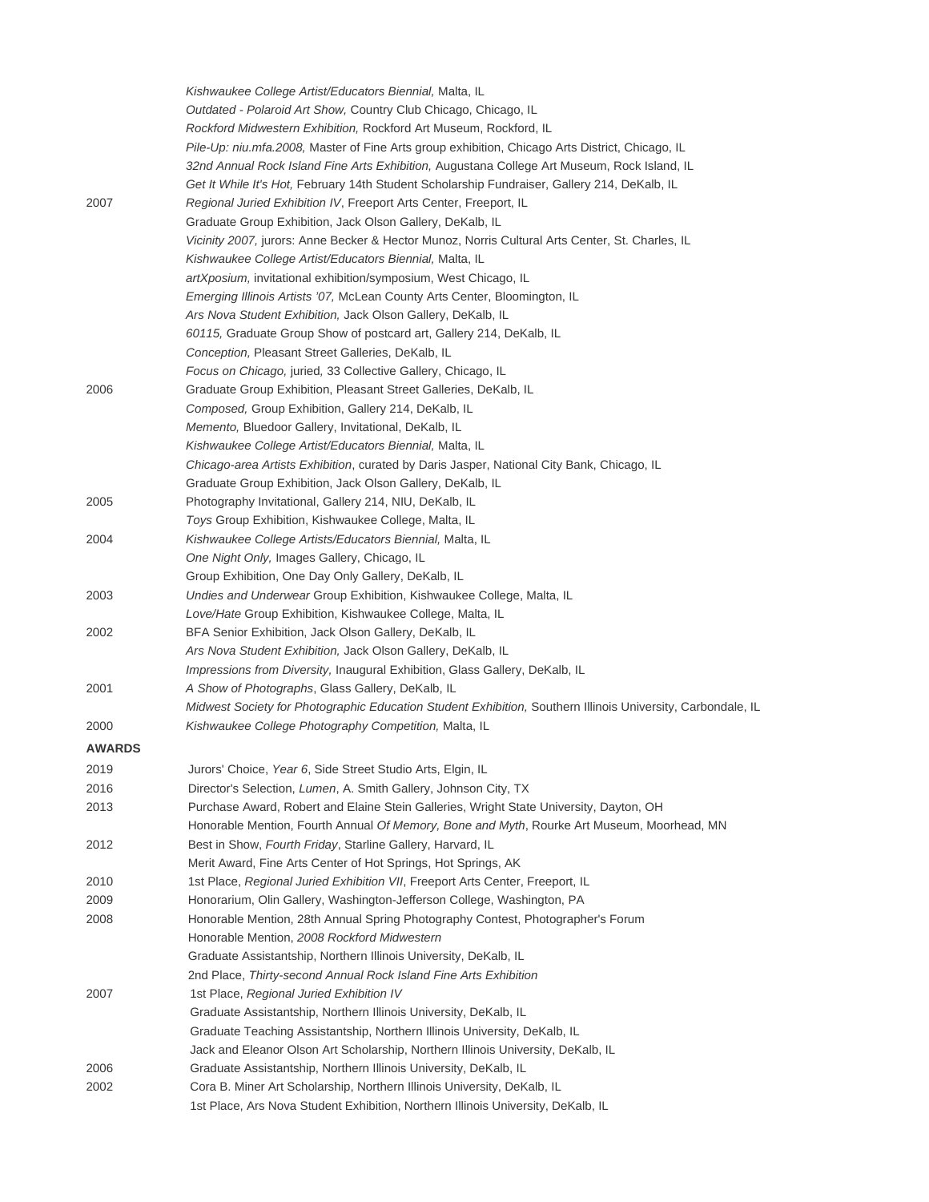| | |
|---|---|
| | *Kishwaukee College Artist/Educators Biennial,* Malta, IL |
| | *Outdated - Polaroid Art Show,* Country Club Chicago, Chicago, IL |
| | *Rockford Midwestern Exhibition,* Rockford Art Museum, Rockford, IL |
| | *Pile-Up: niu.mfa.2008,* Master of Fine Arts group exhibition, Chicago Arts District, Chicago, IL |
| | *32nd Annual Rock Island Fine Arts Exhibition,* Augustana College Art Museum, Rock Island, IL |
| | *Get It While It's Hot,* February 14th Student Scholarship Fundraiser, Gallery 214, DeKalb, IL |
| 2007 | *Regional Juried Exhibition IV*, Freeport Arts Center, Freeport, IL |
| | Graduate Group Exhibition, Jack Olson Gallery, DeKalb, IL |
| | *Vicinity 2007,* jurors: Anne Becker & Hector Munoz, Norris Cultural Arts Center, St. Charles, IL |
| | *Kishwaukee College Artist/Educators Biennial,* Malta, IL |
| | *artXposium,* invitational exhibition/symposium, West Chicago, IL |
| | *Emerging Illinois Artists '07,* McLean County Arts Center, Bloomington, IL |
| | *Ars Nova Student Exhibition,* Jack Olson Gallery, DeKalb, IL |
| | *60115,* Graduate Group Show of postcard art, Gallery 214, DeKalb, IL |
| | *Conception,* Pleasant Street Galleries, DeKalb, IL |
| | *Focus on Chicago,* juried*,* 33 Collective Gallery, Chicago, IL |
| 2006 | Graduate Group Exhibition, Pleasant Street Galleries, DeKalb, IL |
| | *Composed,* Group Exhibition, Gallery 214, DeKalb, IL |
| | *Memento,* Bluedoor Gallery, Invitational, DeKalb, IL |
| | *Kishwaukee College Artist/Educators Biennial,* Malta, IL |
| | *Chicago-area Artists Exhibition*, curated by Daris Jasper, National City Bank, Chicago, IL |
| | Graduate Group Exhibition, Jack Olson Gallery, DeKalb, IL |
| 2005 | Photography Invitational, Gallery 214, NIU, DeKalb, IL |
| | *Toys* Group Exhibition, Kishwaukee College, Malta, IL |
| 2004 | *Kishwaukee College Artists/Educators Biennial,* Malta, IL |
| | *One Night Only,* Images Gallery, Chicago, IL |
| | Group Exhibition, One Day Only Gallery, DeKalb, IL |
| 2003 | *Undies and Underwear* Group Exhibition, Kishwaukee College, Malta, IL |
| | *Love/Hate* Group Exhibition, Kishwaukee College, Malta, IL |
| 2002 | BFA Senior Exhibition, Jack Olson Gallery, DeKalb, IL |
| | *Ars Nova Student Exhibition,* Jack Olson Gallery, DeKalb, IL |
| | *Impressions from Diversity,* Inaugural Exhibition, Glass Gallery, DeKalb, IL |
| 2001 | *A Show of Photographs*, Glass Gallery, DeKalb, IL |
| | *Midwest Society for Photographic Education Student Exhibition,* Southern Illinois University, Carbondale, IL |
| 2000 | *Kishwaukee College Photography Competition,* Malta, IL |

**AWARDS**

| | |
|---|---|
| 2019 | Jurors' Choice, *Year 6*, Side Street Studio Arts, Elgin, IL |
| 2016 | Director's Selection, *Lumen*, A. Smith Gallery, Johnson City, TX |
| 2013 | Purchase Award, Robert and Elaine Stein Galleries, Wright State University, Dayton, OH |
| | Honorable Mention, Fourth Annual *Of Memory, Bone and Myth*, Rourke Art Museum, Moorhead, MN |
| 2012 | Best in Show, *Fourth Friday*, Starline Gallery, Harvard, IL |
| | Merit Award, Fine Arts Center of Hot Springs, Hot Springs, AK |
| 2010 | 1st Place, *Regional Juried Exhibition VII*, Freeport Arts Center, Freeport, IL |
| 2009 | Honorarium, Olin Gallery, Washington-Jefferson College, Washington, PA |
| 2008 | Honorable Mention, 28th Annual Spring Photography Contest, Photographer's Forum |
| | Honorable Mention, *2008 Rockford Midwestern* |
| | Graduate Assistantship, Northern Illinois University, DeKalb, IL |
| | 2nd Place, *Thirty-second Annual Rock Island Fine Arts Exhibition* |
| 2007 | 1st Place, *Regional Juried Exhibition IV* |
| | Graduate Assistantship, Northern Illinois University, DeKalb, IL |
| | Graduate Teaching Assistantship, Northern Illinois University, DeKalb, IL |
| | Jack and Eleanor Olson Art Scholarship, Northern Illinois University, DeKalb, IL |
| 2006 | Graduate Assistantship, Northern Illinois University, DeKalb, IL |
| 2002 | Cora B. Miner Art Scholarship, Northern Illinois University, DeKalb, IL |
| | 1st Place, Ars Nova Student Exhibition, Northern Illinois University, DeKalb, IL |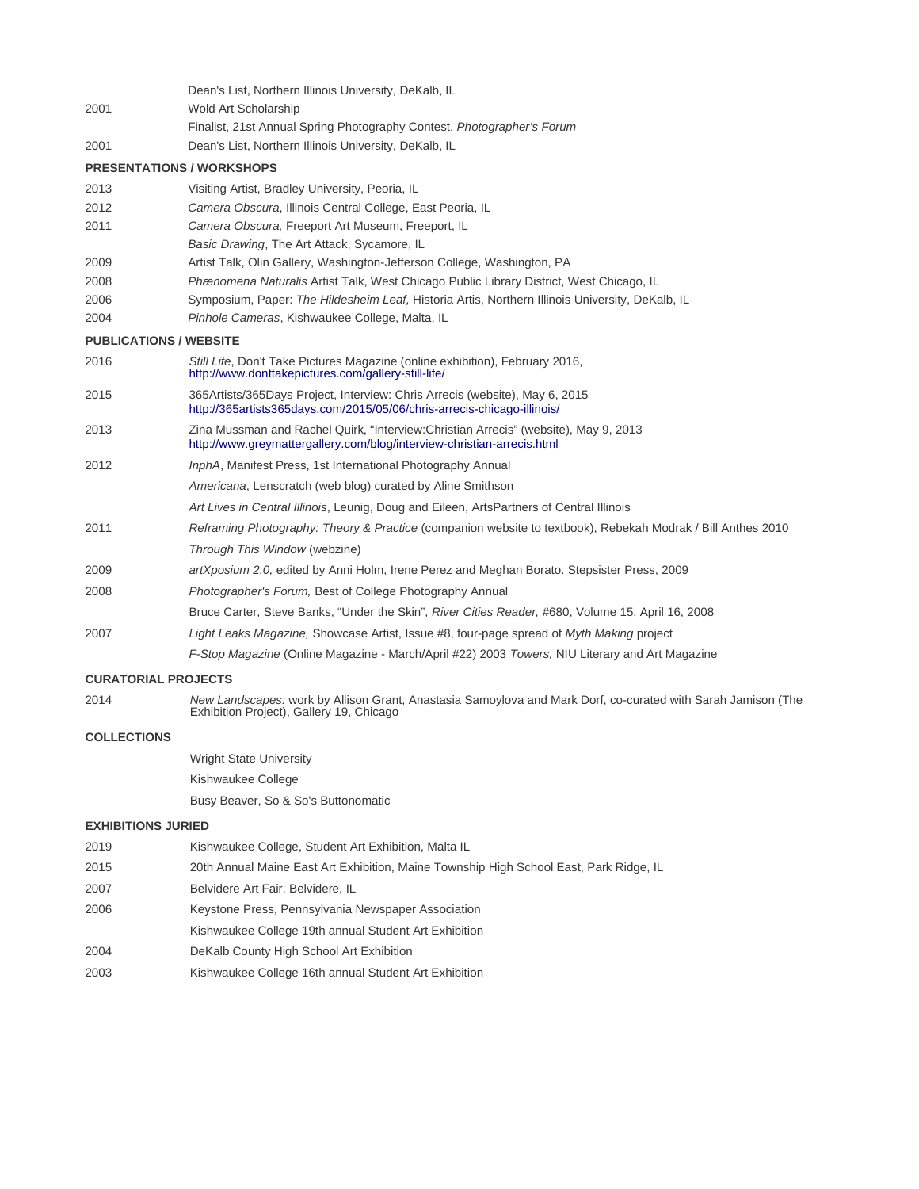| | |
|---|---|
| | Dean's List, Northern Illinois University, DeKalb, IL |
| 2001 | Wold Art Scholarship |
| | Finalist, 21st Annual Spring Photography Contest, *Photographer's Forum* |
| 2001 | Dean's List, Northern Illinois University, DeKalb, IL |

**PRESENTATIONS / WORKSHOPS**

| | |
|---|---|
| 2013 | Visiting Artist, Bradley University, Peoria, IL |
| 2012 | *Camera Obscura*, Illinois Central College, East Peoria, IL |
| 2011 | *Camera Obscura,* Freeport Art Museum, Freeport, IL |
| | *Basic Drawing*, The Art Attack, Sycamore, IL |
| 2009 | Artist Talk, Olin Gallery, Washington-Jefferson College, Washington, PA |
| 2008 | *Phænomena Naturalis* Artist Talk, West Chicago Public Library District, West Chicago, IL |
| 2006 | Symposium, Paper: *The Hildesheim Leaf,* Historia Artis, Northern Illinois University, DeKalb, IL |
| 2004 | *Pinhole Cameras*, Kishwaukee College, Malta, IL |

**PUBLICATIONS / WEBSITE**

| | |
|---|---|
| 2016 | *Still Life*, Don't Take Pictures Magazine (online exhibition), February 2016, http://www.donttakepictures.com/gallery-still-life/ |
| 2015 | 365Artists/365Days Project, Interview: Chris Arrecis (website), May 6, 2015 http://365artists365days.com/2015/05/06/chris-arrecis-chicago-illinois/ |
| 2013 | Zina Mussman and Rachel Quirk, "Interview:Christian Arrecis" (website), May 9, 2013 http://www.greymattergallery.com/blog/interview-christian-arrecis.html |
| 2012 | *InphA*, Manifest Press, 1st International Photography Annual |
| | *Americana*, Lenscratch (web blog) curated by Aline Smithson |
| | *Art Lives in Central Illinois*, Leunig, Doug and Eileen, ArtsPartners of Central Illinois |
| 2011 | *Reframing Photography: Theory & Practice* (companion website to textbook), Rebekah Modrak / Bill Anthes 2010 |
| | *Through This Window* (webzine) |
| 2009 | *artXposium 2.0,* edited by Anni Holm, Irene Perez and Meghan Borato. Stepsister Press, 2009 |
| 2008 | *Photographer's Forum,* Best of College Photography Annual |
| | Bruce Carter, Steve Banks, "Under the Skin", *River Cities Reader,* #680, Volume 15, April 16, 2008 |
| 2007 | *Light Leaks Magazine,* Showcase Artist, Issue #8, four-page spread of *Myth Making* project |
| | *F-Stop Magazine* (Online Magazine - March/April #22) 2003 *Towers,* NIU Literary and Art Magazine |

**CURATORIAL PROJECTS**

| | |
|---|---|
| 2014 | *New Landscapes:* work by Allison Grant, Anastasia Samoylova and Mark Dorf, co-curated with Sarah Jamison (The Exhibition Project), Gallery 19, Chicago |

**COLLECTIONS**

Wright State University

Kishwaukee College

Busy Beaver, So & So's Buttonomatic

**EXHIBITIONS JURIED**

| | |
|---|---|
| 2019 | Kishwaukee College, Student Art Exhibition, Malta IL |
| 2015 | 20th Annual Maine East Art Exhibition, Maine Township High School East, Park Ridge, IL |
| 2007 | Belvidere Art Fair, Belvidere, IL |
| 2006 | Keystone Press, Pennsylvania Newspaper Association |
| | Kishwaukee College 19th annual Student Art Exhibition |
| 2004 | DeKalb County High School Art Exhibition |
| 2003 | Kishwaukee College 16th annual Student Art Exhibition |